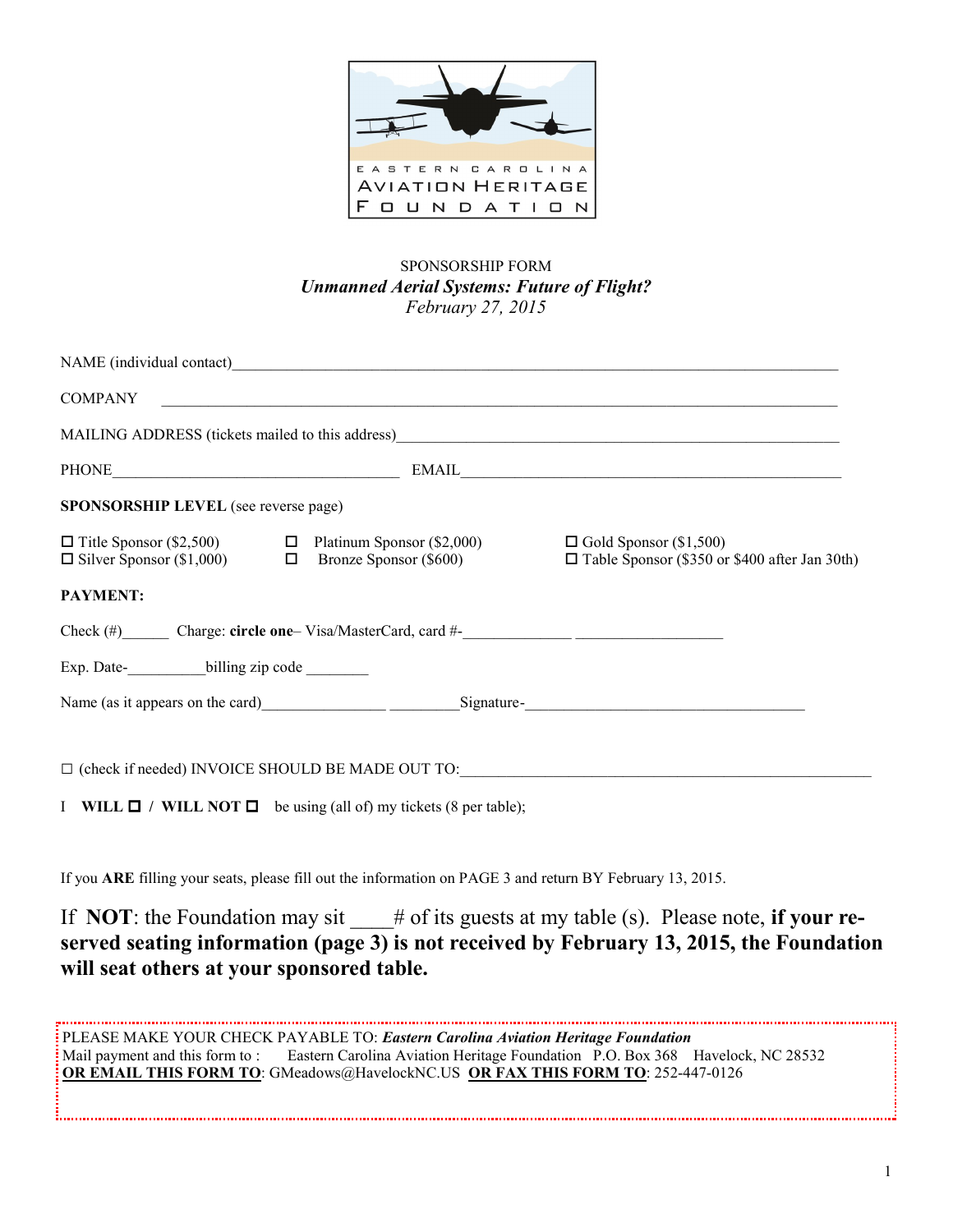EASTERN CAROLINA AVIATION HERITAGE FOUNDATION

SPONSORSHIP FORM

***Unmanned Aerial Systems: Future of Flight?***

*February 27, 2015*

NAME (individual contact)_______________________________________________

COMPANY _______________________________________________

MAILING ADDRESS (tickets mailed to this address)_______________________________________________

PHONE_______________________ EMAIL_______________________________

**SPONSORSHIP LEVEL** (see reverse page)

☐ Title Sponsor ($2,500) ☐ Platinum Sponsor ($2,000) ☐ Gold Sponsor ($1,500)
☐ Silver Sponsor ($1,000) ☐ Bronze Sponsor ($600) ☐ Table Sponsor ($350 or $400 after Jan 30th)

**PAYMENT:**

Check (#)______ Charge: **circle one**– Visa/MasterCard, card #-_____________ __________________

Exp. Date-__________billing zip code ________

Name (as it appears on the card)_______________ _________Signature-___________________________________

☐ (check if needed) INVOICE SHOULD BE MADE OUT TO:_______________________________________________

I **WILL** ☐ / **WILL NOT** ☐ be using (all of) my tickets (8 per table);

If you **ARE** filling your seats, please fill out the information on PAGE 3 and return BY February 13, 2015.

If **NOT**: the Foundation may sit ____# of its guests at my table (s). Please note, **if your reserved seating information (page 3) is not received by February 13, 2015, the Foundation will seat others at your sponsored table.**

PLEASE MAKE YOUR CHECK PAYABLE TO: ***Eastern Carolina Aviation Heritage Foundation***
Mail payment and this form to : Eastern Carolina Aviation Heritage Foundation P.O. Box 368 Havelock, NC 28532
**OR EMAIL THIS FORM TO**: GMeadows@HavelockNC.US **OR FAX THIS FORM TO**: 252-447-0126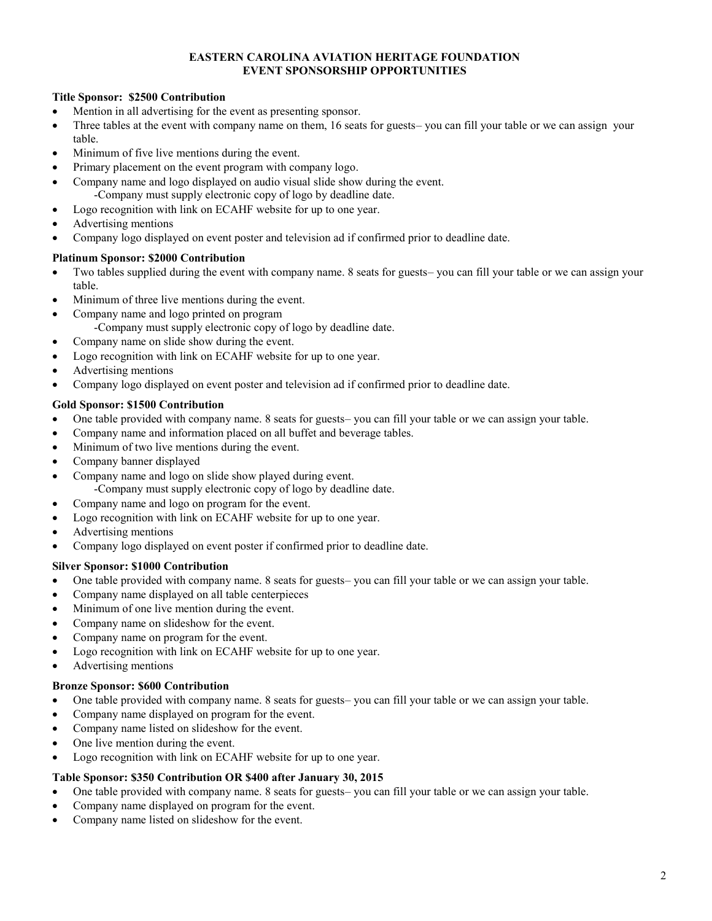# EASTERN CAROLINA AVIATION HERITAGE FOUNDATION
## EVENT SPONSORSHIP OPPORTUNITIES

**Title Sponsor: $2500 Contribution**

- Mention in all advertising for the event as presenting sponsor.
- Three tables at the event with company name on them, 16 seats for guests– you can fill your table or we can assign your table.
- Minimum of five live mentions during the event.
- Primary placement on the event program with company logo.
- Company name and logo displayed on audio visual slide show during the event.
  -Company must supply electronic copy of logo by deadline date.
- Logo recognition with link on ECAHF website for up to one year.
- Advertising mentions
- Company logo displayed on event poster and television ad if confirmed prior to deadline date.

**Platinum Sponsor: $2000 Contribution**

- Two tables supplied during the event with company name. 8 seats for guests– you can fill your table or we can assign your table.
- Minimum of three live mentions during the event.
- Company name and logo printed on program
  -Company must supply electronic copy of logo by deadline date.
- Company name on slide show during the event.
- Logo recognition with link on ECAHF website for up to one year.
- Advertising mentions
- Company logo displayed on event poster and television ad if confirmed prior to deadline date.

**Gold Sponsor: $1500 Contribution**

- One table provided with company name. 8 seats for guests– you can fill your table or we can assign your table.
- Company name and information placed on all buffet and beverage tables.
- Minimum of two live mentions during the event.
- Company banner displayed
- Company name and logo on slide show played during event.
  -Company must supply electronic copy of logo by deadline date.
- Company name and logo on program for the event.
- Logo recognition with link on ECAHF website for up to one year.
- Advertising mentions
- Company logo displayed on event poster if confirmed prior to deadline date.

**Silver Sponsor: $1000 Contribution**

- One table provided with company name. 8 seats for guests– you can fill your table or we can assign your table.
- Company name displayed on all table centerpieces
- Minimum of one live mention during the event.
- Company name on slideshow for the event.
- Company name on program for the event.
- Logo recognition with link on ECAHF website for up to one year.
- Advertising mentions

**Bronze Sponsor: $600 Contribution**

- One table provided with company name. 8 seats for guests– you can fill your table or we can assign your table.
- Company name displayed on program for the event.
- Company name listed on slideshow for the event.
- One live mention during the event.
- Logo recognition with link on ECAHF website for up to one year.

**Table Sponsor: $350 Contribution OR $400 after January 30, 2015**

- One table provided with company name. 8 seats for guests– you can fill your table or we can assign your table.
- Company name displayed on program for the event.
- Company name listed on slideshow for the event.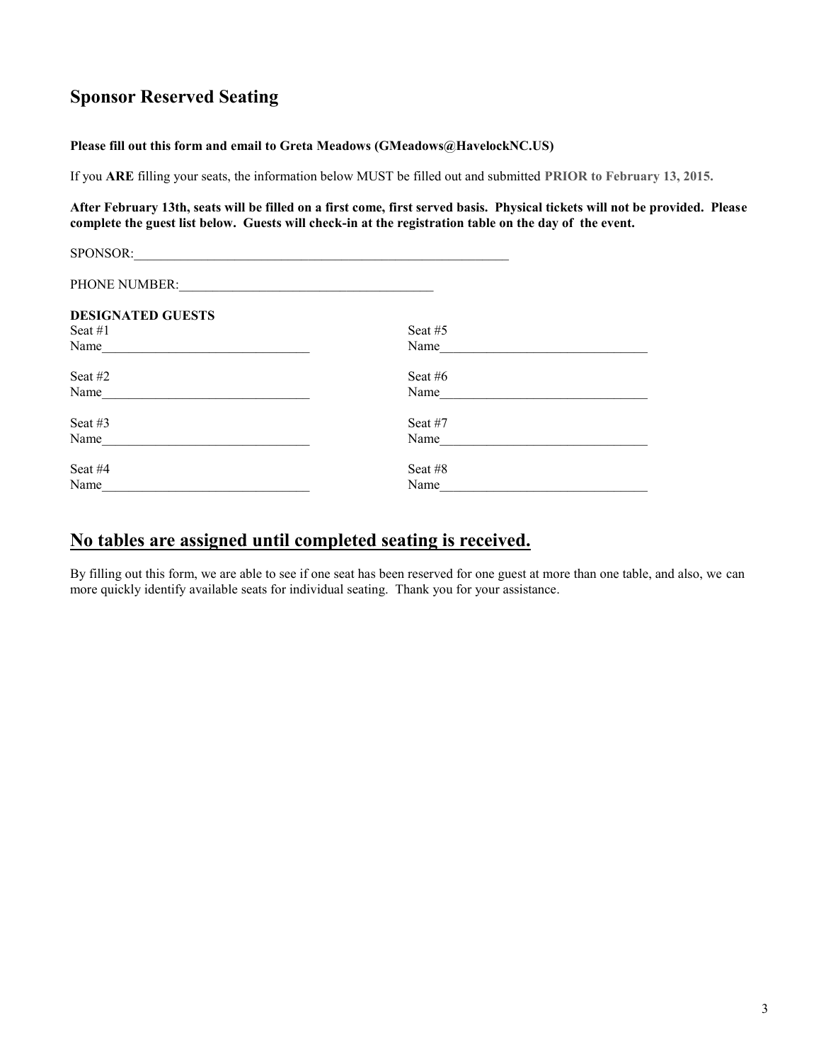## Sponsor Reserved Seating

**Please fill out this form and email to Greta Meadows (GMeadows@HavelockNC.US)**

If you **ARE** filling your seats, the information below MUST be filled out and submitted **PRIOR to February 13, 2015.**

**After February 13th, seats will be filled on a first come, first served basis. Physical tickets will not be provided. Please complete the guest list below. Guests will check-in at the registration table on the day of the event.**

SPONSOR:___________________________________________________________

PHONE NUMBER:_______________________________________

**DESIGNATED GUESTS**

Seat #1
Name_______________________________

Seat #2
Name_______________________________

Seat #3
Name_______________________________

Seat #4
Name_______________________________

Seat #5
Name_______________________________

Seat #6
Name_______________________________

Seat #7
Name_______________________________

Seat #8
Name_______________________________

## <u>No tables are assigned until completed seating is received.</u>

By filling out this form, we are able to see if one seat has been reserved for one guest at more than one table, and also, we can more quickly identify available seats for individual seating. Thank you for your assistance.